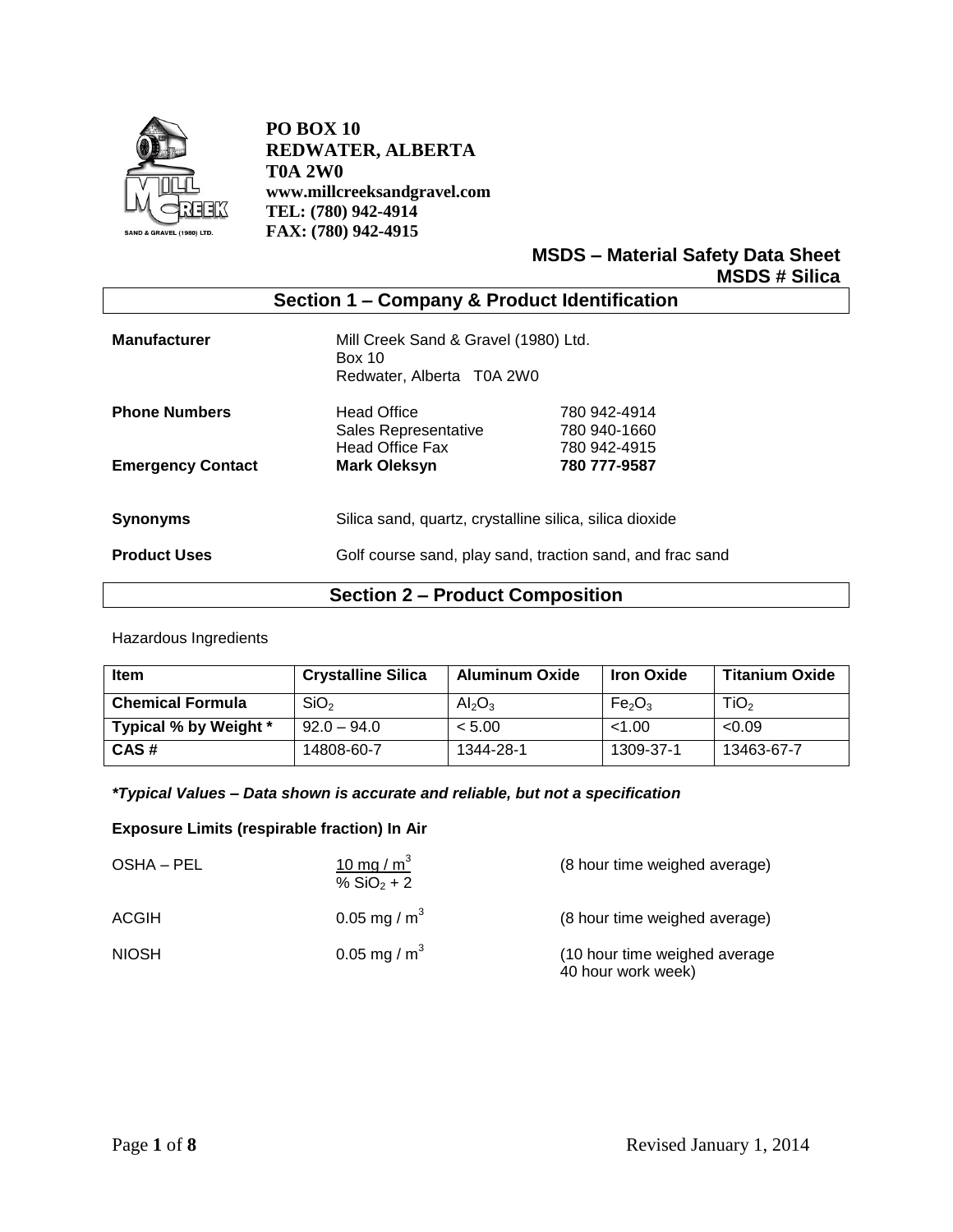**PO BOX 10**
**REDWATER, ALBERTA**
**T0A 2W0**
**www.millcreeksandgravel.com**
**TEL: (780) 942-4914**
**FAX: (780) 942-4915**

**MSDS – Material Safety Data Sheet**
**MSDS # Silica**

## Section 1 – Company & Product Identification

| | | |
|---|---|---|
| **Manufacturer** | Mill Creek Sand & Gravel (1980) Ltd.<br>Box 10<br>Redwater, Alberta T0A 2W0 | |
| **Phone Numbers** | Head Office | 780 942-4914 |
| | Sales Representative | 780 940-1660 |
| | Head Office Fax | 780 942-4915 |
| **Emergency Contact** | **Mark Oleksyn** | **780 777-9587** |
| **Synonyms** | Silica sand, quartz, crystalline silica, silica dioxide | |
| **Product Uses** | Golf course sand, play sand, traction sand, and frac sand | |

## Section 2 – Product Composition

Hazardous Ingredients

| Item | Crystalline Silica | Aluminum Oxide | Iron Oxide | Titanium Oxide |
|---|---|---|---|---|
| **Chemical Formula** | $SiO_2$ | $Al_2O_3$ | $Fe_2O_3$ | $TiO_2$ |
| **Typical % by Weight \*** | 92.0 – 94.0 | < 5.00 | <1.00 | <0.09 |
| **CAS #** | 14808-60-7 | 1344-28-1 | 1309-37-1 | 13463-67-7 |

***Typical Values – Data shown is accurate and reliable, but not a specification***

**Exposure Limits (respirable fraction) In Air**

| | | |
|---|---|---|
| OSHA – PEL | $\frac{10\ mg / m^3}{\%\ SiO_2 + 2}$ | (8 hour time weighed average) |
| ACGIH | $0.05\ mg / m^3$ | (8 hour time weighed average) |
| NIOSH | $0.05\ mg / m^3$ | (10 hour time weighed average 40 hour work week) |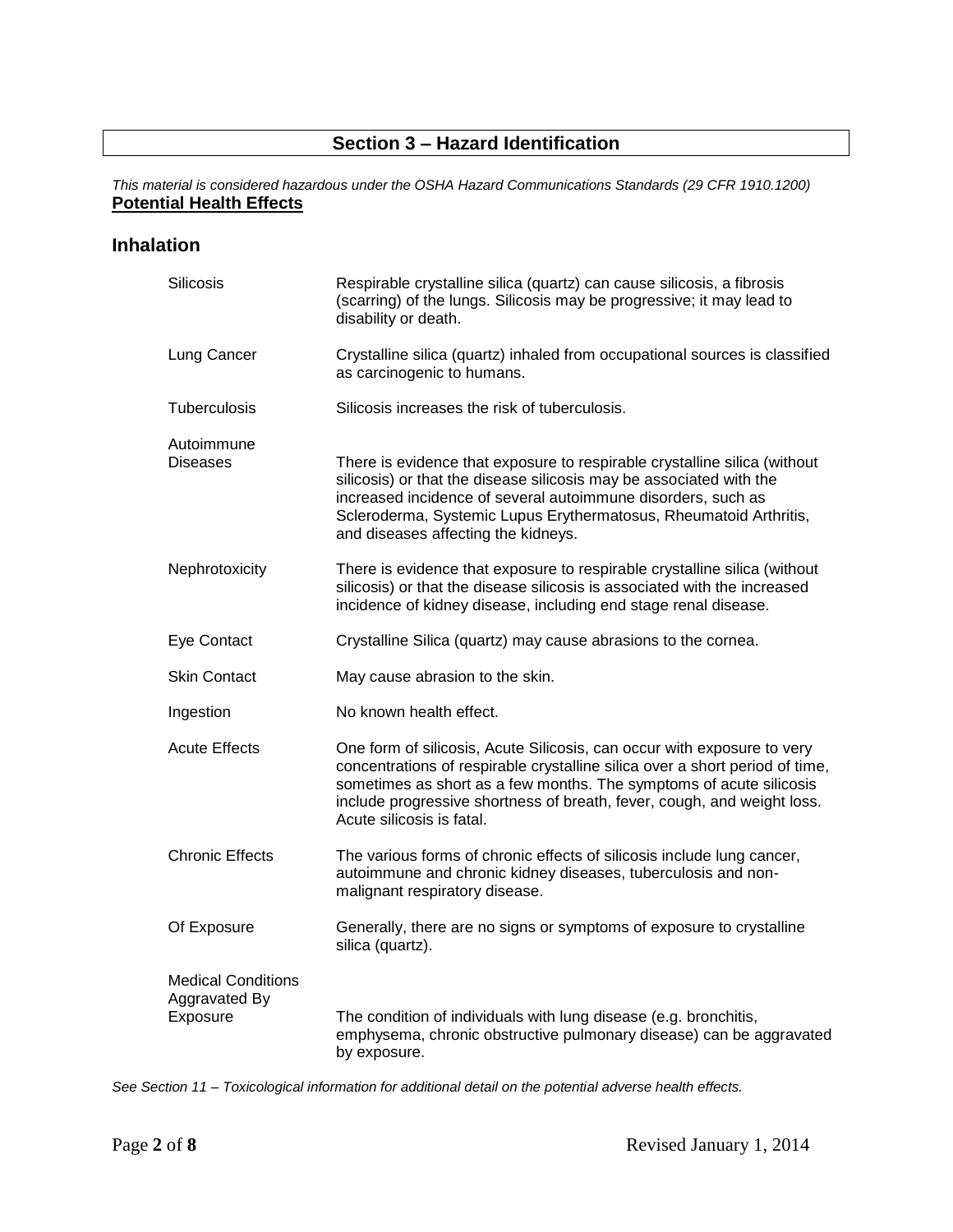## Section 3 – Hazard Identification

*This material is considered hazardous under the OSHA Hazard Communications Standards (29 CFR 1910.1200)*

**Potential Health Effects**

### Inhalation

| | |
|---|---|
| Silicosis | Respirable crystalline silica (quartz) can cause silicosis, a fibrosis (scarring) of the lungs. Silicosis may be progressive; it may lead to disability or death. |
| Lung Cancer | Crystalline silica (quartz) inhaled from occupational sources is classified as carcinogenic to humans. |
| Tuberculosis | Silicosis increases the risk of tuberculosis. |
| Autoimmune Diseases | There is evidence that exposure to respirable crystalline silica (without silicosis) or that the disease silicosis may be associated with the increased incidence of several autoimmune disorders, such as Scleroderma, Systemic Lupus Erythermatosus, Rheumatoid Arthritis, and diseases affecting the kidneys. |
| Nephrotoxicity | There is evidence that exposure to respirable crystalline silica (without silicosis) or that the disease silicosis is associated with the increased incidence of kidney disease, including end stage renal disease. |
| Eye Contact | Crystalline Silica (quartz) may cause abrasions to the cornea. |
| Skin Contact | May cause abrasion to the skin. |
| Ingestion | No known health effect. |
| Acute Effects | One form of silicosis, Acute Silicosis, can occur with exposure to very concentrations of respirable crystalline silica over a short period of time, sometimes as short as a few months. The symptoms of acute silicosis include progressive shortness of breath, fever, cough, and weight loss. Acute silicosis is fatal. |
| Chronic Effects | The various forms of chronic effects of silicosis include lung cancer, autoimmune and chronic kidney diseases, tuberculosis and non-malignant respiratory disease. |
| Of Exposure | Generally, there are no signs or symptoms of exposure to crystalline silica (quartz). |
| Medical Conditions Aggravated By Exposure | The condition of individuals with lung disease (e.g. bronchitis, emphysema, chronic obstructive pulmonary disease) can be aggravated by exposure. |

*See Section 11 – Toxicological information for additional detail on the potential adverse health effects.*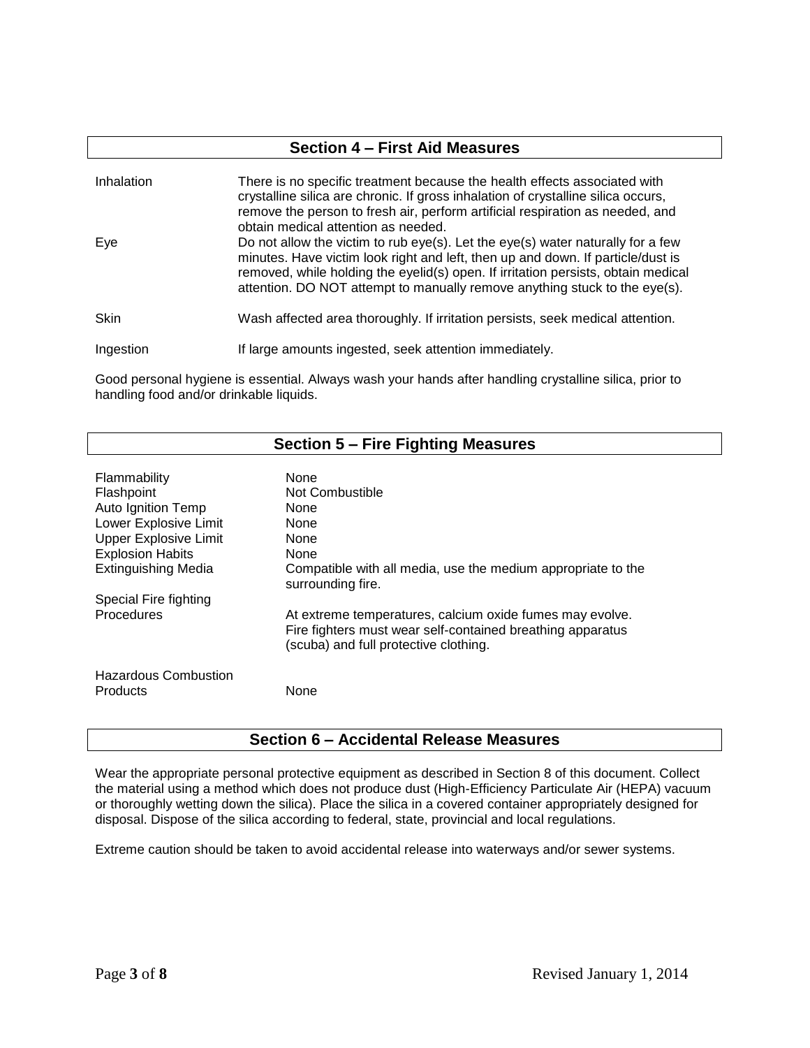## Section 4 – First Aid Measures

| | |
|---|---|
| Inhalation | There is no specific treatment because the health effects associated with crystalline silica are chronic. If gross inhalation of crystalline silica occurs, remove the person to fresh air, perform artificial respiration as needed, and obtain medical attention as needed. |
| Eye | Do not allow the victim to rub eye(s). Let the eye(s) water naturally for a few minutes. Have victim look right and left, then up and down. If particle/dust is removed, while holding the eyelid(s) open. If irritation persists, obtain medical attention. DO NOT attempt to manually remove anything stuck to the eye(s). |
| Skin | Wash affected area thoroughly. If irritation persists, seek medical attention. |
| Ingestion | If large amounts ingested, seek attention immediately. |

Good personal hygiene is essential. Always wash your hands after handling crystalline silica, prior to handling food and/or drinkable liquids.

## Section 5 – Fire Fighting Measures

| | |
|---|---|
| Flammability | None |
| Flashpoint | Not Combustible |
| Auto Ignition Temp | None |
| Lower Explosive Limit | None |
| Upper Explosive Limit | None |
| Explosion Habits | None |
| Extinguishing Media | Compatible with all media, use the medium appropriate to the surrounding fire. |
| Special Fire fighting Procedures | At extreme temperatures, calcium oxide fumes may evolve. Fire fighters must wear self-contained breathing apparatus (scuba) and full protective clothing. |
| Hazardous Combustion Products | None |

## Section 6 – Accidental Release Measures

Wear the appropriate personal protective equipment as described in Section 8 of this document. Collect the material using a method which does not produce dust (High-Efficiency Particulate Air (HEPA) vacuum or thoroughly wetting down the silica). Place the silica in a covered container appropriately designed for disposal. Dispose of the silica according to federal, state, provincial and local regulations.

Extreme caution should be taken to avoid accidental release into waterways and/or sewer systems.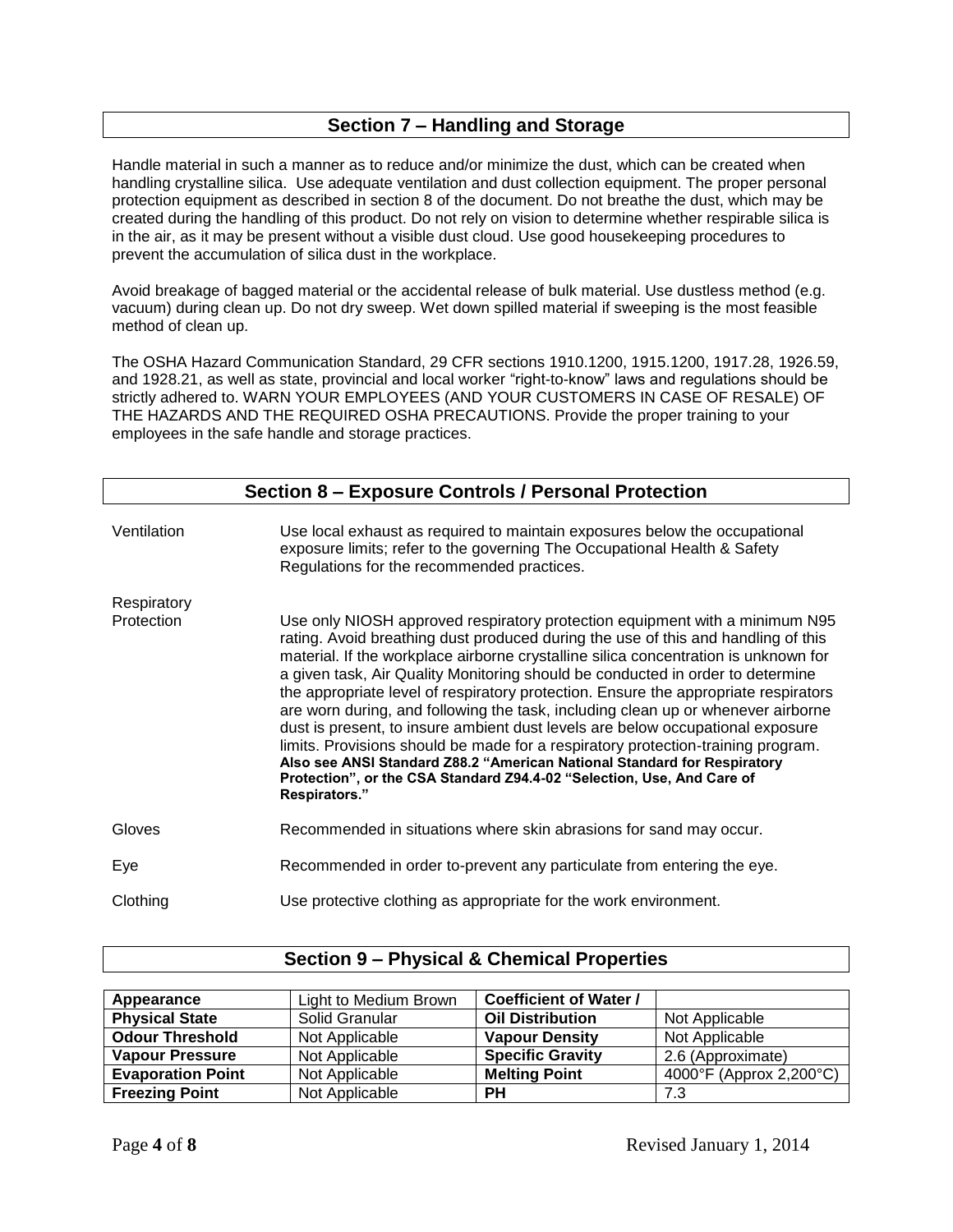## Section 7 – Handling and Storage

Handle material in such a manner as to reduce and/or minimize the dust, which can be created when handling crystalline silica. Use adequate ventilation and dust collection equipment. The proper personal protection equipment as described in section 8 of the document. Do not breathe the dust, which may be created during the handling of this product. Do not rely on vision to determine whether respirable silica is in the air, as it may be present without a visible dust cloud. Use good housekeeping procedures to prevent the accumulation of silica dust in the workplace.

Avoid breakage of bagged material or the accidental release of bulk material. Use dustless method (e.g. vacuum) during clean up. Do not dry sweep. Wet down spilled material if sweeping is the most feasible method of clean up.

The OSHA Hazard Communication Standard, 29 CFR sections 1910.1200, 1915.1200, 1917.28, 1926.59, and 1928.21, as well as state, provincial and local worker "right-to-know" laws and regulations should be strictly adhered to. WARN YOUR EMPLOYEES (AND YOUR CUSTOMERS IN CASE OF RESALE) OF THE HAZARDS AND THE REQUIRED OSHA PRECAUTIONS. Provide the proper training to your employees in the safe handle and storage practices.

## Section 8 – Exposure Controls / Personal Protection

**Ventilation**
Use local exhaust as required to maintain exposures below the occupational exposure limits; refer to the governing The Occupational Health & Safety Regulations for the recommended practices.

**Respiratory Protection**
Use only NIOSH approved respiratory protection equipment with a minimum N95 rating. Avoid breathing dust produced during the use of this and handling of this material. If the workplace airborne crystalline silica concentration is unknown for a given task, Air Quality Monitoring should be conducted in order to determine the appropriate level of respiratory protection. Ensure the appropriate respirators are worn during, and following the task, including clean up or whenever airborne dust is present, to insure ambient dust levels are below occupational exposure limits. Provisions should be made for a respiratory protection-training program. **Also see ANSI Standard Z88.2 "American National Standard for Respiratory Protection", or the CSA Standard Z94.4-02 "Selection, Use, And Care of Respirators."**

**Gloves**
Recommended in situations where skin abrasions for sand may occur.

**Eye**
Recommended in order to-prevent any particulate from entering the eye.

**Clothing**
Use protective clothing as appropriate for the work environment.

## Section 9 – Physical & Chemical Properties

| Property | Value | Property | Value |
|---|---|---|---|
| **Appearance** | Light to Medium Brown | **Coefficient of Water / Oil Distribution** | Not Applicable |
| **Physical State** | Solid Granular | | |
| **Odour Threshold** | Not Applicable | **Vapour Density** | Not Applicable |
| **Vapour Pressure** | Not Applicable | **Specific Gravity** | 2.6 (Approximate) |
| **Evaporation Point** | Not Applicable | **Melting Point** | 4000°F (Approx 2,200°C) |
| **Freezing Point** | Not Applicable | **PH** | 7.3 |

Revised January 1, 2014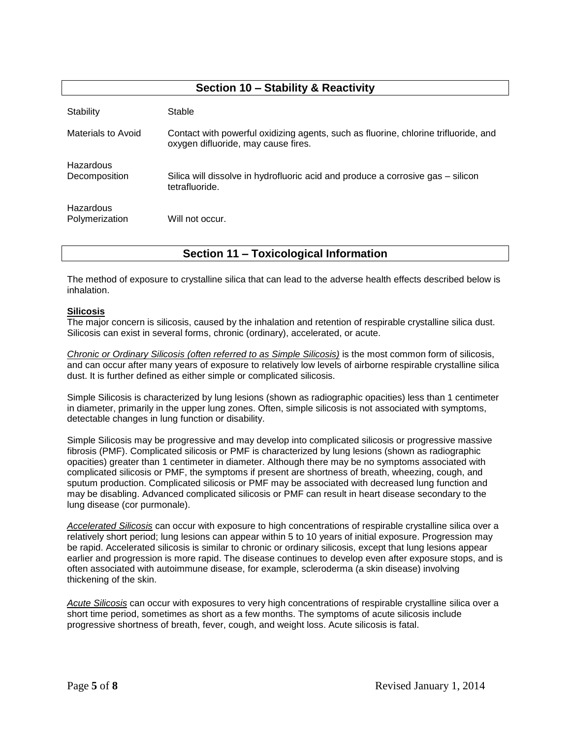## Section 10 – Stability & Reactivity

| | |
|---|---|
| Stability | Stable |
| Materials to Avoid | Contact with powerful oxidizing agents, such as fluorine, chlorine trifluoride, and oxygen difluoride, may cause fires. |
| Hazardous Decomposition | Silica will dissolve in hydrofluoric acid and produce a corrosive gas – silicon tetrafluoride. |
| Hazardous Polymerization | Will not occur. |

## Section 11 – Toxicological Information

The method of exposure to crystalline silica that can lead to the adverse health effects described below is inhalation.

**Silicosis**

The major concern is silicosis, caused by the inhalation and retention of respirable crystalline silica dust. Silicosis can exist in several forms, chronic (ordinary), accelerated, or acute.

*Chronic or Ordinary Silicosis (often referred to as Simple Silicosis)* is the most common form of silicosis, and can occur after many years of exposure to relatively low levels of airborne respirable crystalline silica dust. It is further defined as either simple or complicated silicosis.

Simple Silicosis is characterized by lung lesions (shown as radiographic opacities) less than 1 centimeter in diameter, primarily in the upper lung zones. Often, simple silicosis is not associated with symptoms, detectable changes in lung function or disability.

Simple Silicosis may be progressive and may develop into complicated silicosis or progressive massive fibrosis (PMF). Complicated silicosis or PMF is characterized by lung lesions (shown as radiographic opacities) greater than 1 centimeter in diameter. Although there may be no symptoms associated with complicated silicosis or PMF, the symptoms if present are shortness of breath, wheezing, cough, and sputum production. Complicated silicosis or PMF may be associated with decreased lung function and may be disabling. Advanced complicated silicosis or PMF can result in heart disease secondary to the lung disease (cor purmonale).

*Accelerated Silicosis* can occur with exposure to high concentrations of respirable crystalline silica over a relatively short period; lung lesions can appear within 5 to 10 years of initial exposure. Progression may be rapid. Accelerated silicosis is similar to chronic or ordinary silicosis, except that lung lesions appear earlier and progression is more rapid. The disease continues to develop even after exposure stops, and is often associated with autoimmune disease, for example, scleroderma (a skin disease) involving thickening of the skin.

*Acute Silicosis* can occur with exposures to very high concentrations of respirable crystalline silica over a short time period, sometimes as short as a few months. The symptoms of acute silicosis include progressive shortness of breath, fever, cough, and weight loss. Acute silicosis is fatal.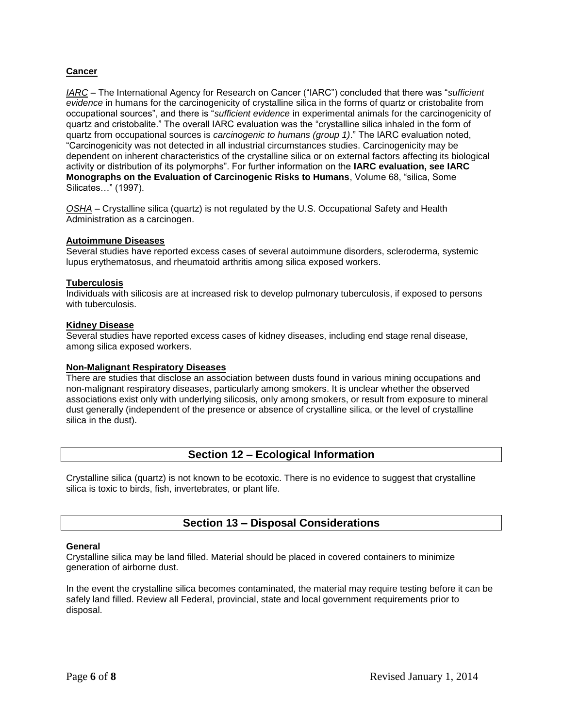**Cancer**

*IARC* – The International Agency for Research on Cancer ("IARC") concluded that there was "*sufficient evidence* in humans for the carcinogenicity of crystalline silica in the forms of quartz or cristobalite from occupational sources", and there is "*sufficient evidence* in experimental animals for the carcinogenicity of quartz and cristobalite." The overall IARC evaluation was the "crystalline silica inhaled in the form of quartz from occupational sources is *carcinogenic to humans (group 1)*." The IARC evaluation noted, "Carcinogenicity was not detected in all industrial circumstances studies. Carcinogenicity may be dependent on inherent characteristics of the crystalline silica or on external factors affecting its biological activity or distribution of its polymorphs". For further information on the **IARC evaluation, see IARC Monographs on the Evaluation of Carcinogenic Risks to Humans**, Volume 68, "silica, Some Silicates…" (1997).

*OSHA* – Crystalline silica (quartz) is not regulated by the U.S. Occupational Safety and Health Administration as a carcinogen.

**Autoimmune Diseases**

Several studies have reported excess cases of several autoimmune disorders, scleroderma, systemic lupus erythematosus, and rheumatoid arthritis among silica exposed workers.

**Tuberculosis**

Individuals with silicosis are at increased risk to develop pulmonary tuberculosis, if exposed to persons with tuberculosis.

**Kidney Disease**

Several studies have reported excess cases of kidney diseases, including end stage renal disease, among silica exposed workers.

**Non-Malignant Respiratory Diseases**

There are studies that disclose an association between dusts found in various mining occupations and non-malignant respiratory diseases, particularly among smokers. It is unclear whether the observed associations exist only with underlying silicosis, only among smokers, or result from exposure to mineral dust generally (independent of the presence or absence of crystalline silica, or the level of crystalline silica in the dust).

## Section 12 – Ecological Information

Crystalline silica (quartz) is not known to be ecotoxic. There is no evidence to suggest that crystalline silica is toxic to birds, fish, invertebrates, or plant life.

## Section 13 – Disposal Considerations

**General**

Crystalline silica may be land filled. Material should be placed in covered containers to minimize generation of airborne dust.

In the event the crystalline silica becomes contaminated, the material may require testing before it can be safely land filled. Review all Federal, provincial, state and local government requirements prior to disposal.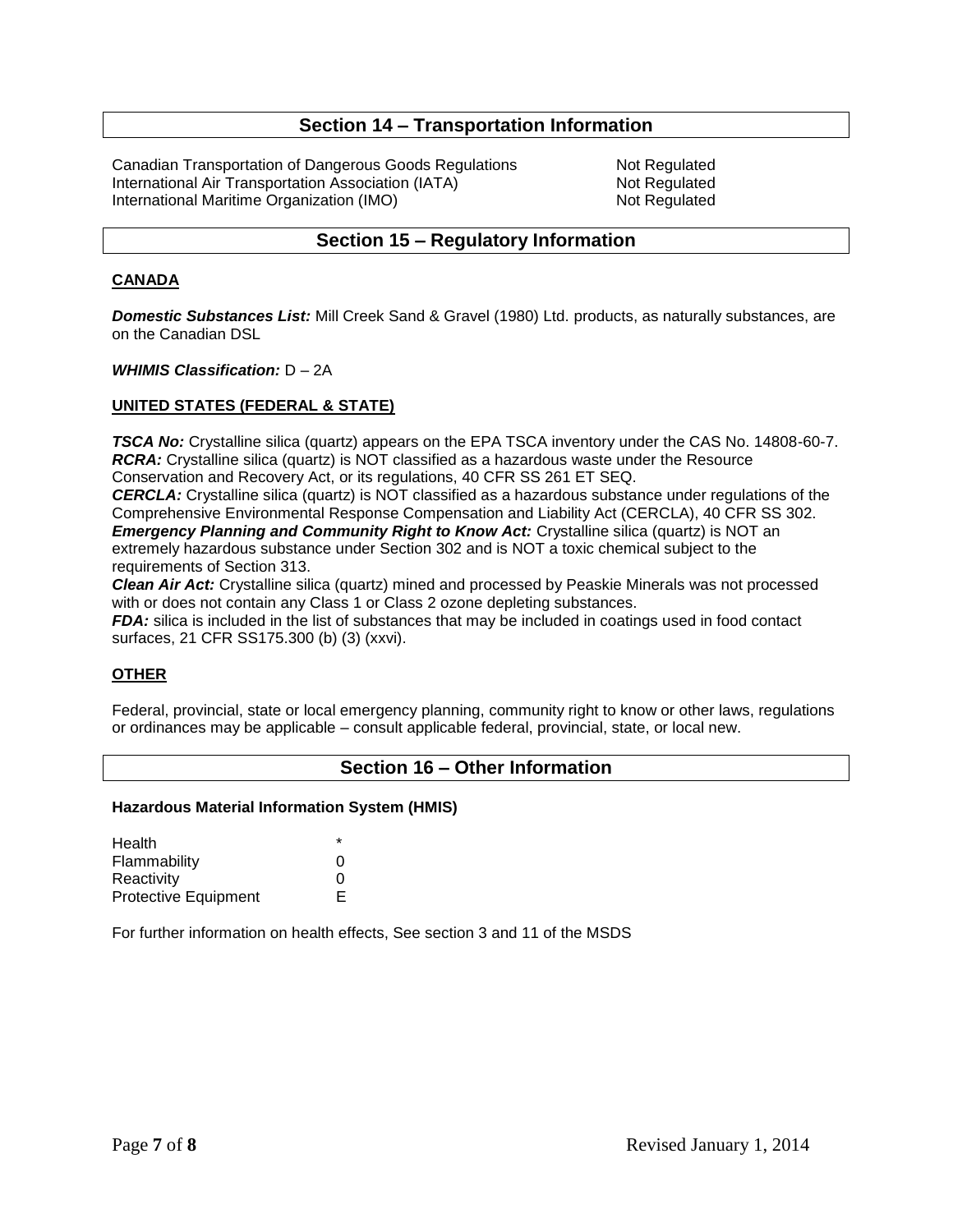## Section 14 – Transportation Information

| | |
|---|---|
| Canadian Transportation of Dangerous Goods Regulations | Not Regulated |
| International Air Transportation Association (IATA) | Not Regulated |
| International Maritime Organization (IMO) | Not Regulated |

## Section 15 – Regulatory Information

### CANADA

***Domestic Substances List:*** Mill Creek Sand & Gravel (1980) Ltd. products, as naturally substances, are on the Canadian DSL

***WHIMIS Classification:*** D – 2A

### UNITED STATES (FEDERAL & STATE)

***TSCA No:*** Crystalline silica (quartz) appears on the EPA TSCA inventory under the CAS No. 14808-60-7.
***RCRA:*** Crystalline silica (quartz) is NOT classified as a hazardous waste under the Resource Conservation and Recovery Act, or its regulations, 40 CFR SS 261 ET SEQ.
***CERCLA:*** Crystalline silica (quartz) is NOT classified as a hazardous substance under regulations of the Comprehensive Environmental Response Compensation and Liability Act (CERCLA), 40 CFR SS 302.
***Emergency Planning and Community Right to Know Act:*** Crystalline silica (quartz) is NOT an extremely hazardous substance under Section 302 and is NOT a toxic chemical subject to the requirements of Section 313.
***Clean Air Act:*** Crystalline silica (quartz) mined and processed by Peaskie Minerals was not processed with or does not contain any Class 1 or Class 2 ozone depleting substances.
***FDA:*** silica is included in the list of substances that may be included in coatings used in food contact surfaces, 21 CFR SS175.300 (b) (3) (xxvi).

### OTHER

Federal, provincial, state or local emergency planning, community right to know or other laws, regulations or ordinances may be applicable – consult applicable federal, provincial, state, or local new.

## Section 16 – Other Information

**Hazardous Material Information System (HMIS)**

| | |
|---|---|
| Health | * |
| Flammability | 0 |
| Reactivity | 0 |
| Protective Equipment | E |

For further information on health effects, See section 3 and 11 of the MSDS

Revised January 1, 2014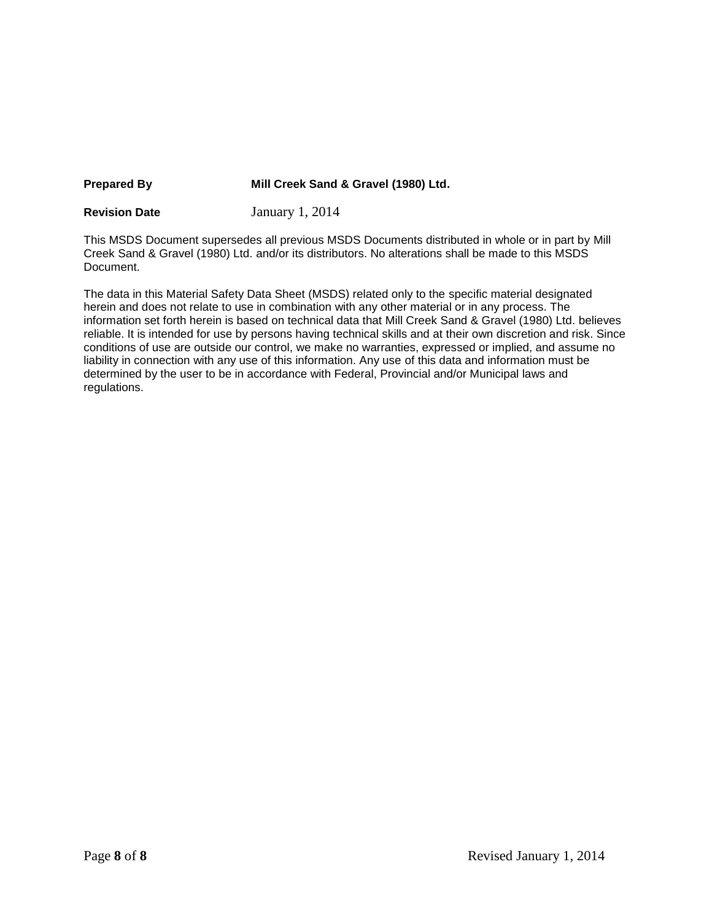**Prepared By** **Mill Creek Sand & Gravel (1980) Ltd.**

**Revision Date** January 1, 2014

This MSDS Document supersedes all previous MSDS Documents distributed in whole or in part by Mill Creek Sand & Gravel (1980) Ltd. and/or its distributors. No alterations shall be made to this MSDS Document.

The data in this Material Safety Data Sheet (MSDS) related only to the specific material designated herein and does not relate to use in combination with any other material or in any process. The information set forth herein is based on technical data that Mill Creek Sand & Gravel (1980) Ltd. believes reliable. It is intended for use by persons having technical skills and at their own discretion and risk. Since conditions of use are outside our control, we make no warranties, expressed or implied, and assume no liability in connection with any use of this information. Any use of this data and information must be determined by the user to be in accordance with Federal, Provincial and/or Municipal laws and regulations.